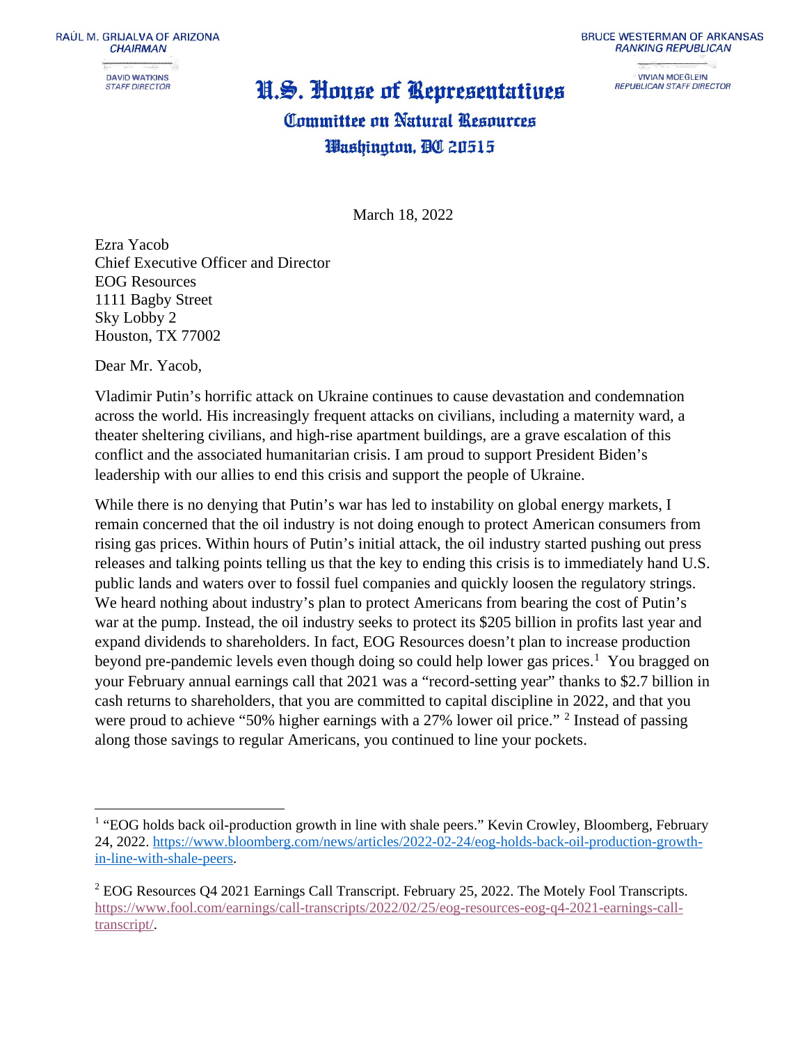RAÚL M. GRIJALVA OF ARIZONA
*CHAIRMAN*

DAVID WATKINS
*STAFF DIRECTOR*

BRUCE WESTERMAN OF ARKANSAS
*RANKING REPUBLICAN*

VIVIAN MOEGLEIN
*REPUBLICAN STAFF DIRECTOR*

# U.S. House of Representatives
## Committee on Natural Resources
## Washington, DC 20515

March 18, 2022

Ezra Yacob
Chief Executive Officer and Director
EOG Resources
1111 Bagby Street
Sky Lobby 2
Houston, TX 77002

Dear Mr. Yacob,

Vladimir Putin's horrific attack on Ukraine continues to cause devastation and condemnation across the world. His increasingly frequent attacks on civilians, including a maternity ward, a theater sheltering civilians, and high-rise apartment buildings, are a grave escalation of this conflict and the associated humanitarian crisis. I am proud to support President Biden's leadership with our allies to end this crisis and support the people of Ukraine.

While there is no denying that Putin's war has led to instability on global energy markets, I remain concerned that the oil industry is not doing enough to protect American consumers from rising gas prices. Within hours of Putin's initial attack, the oil industry started pushing out press releases and talking points telling us that the key to ending this crisis is to immediately hand U.S. public lands and waters over to fossil fuel companies and quickly loosen the regulatory strings. We heard nothing about industry's plan to protect Americans from bearing the cost of Putin's war at the pump. Instead, the oil industry seeks to protect its $205 billion in profits last year and expand dividends to shareholders. In fact, EOG Resources doesn't plan to increase production beyond pre-pandemic levels even though doing so could help lower gas prices.[1] You bragged on your February annual earnings call that 2021 was a "record-setting year" thanks to $2.7 billion in cash returns to shareholders, that you are committed to capital discipline in 2022, and that you were proud to achieve "50% higher earnings with a 27% lower oil price." [2] Instead of passing along those savings to regular Americans, you continued to line your pockets.

---

[1] "EOG holds back oil-production growth in line with shale peers." Kevin Crowley, Bloomberg, February 24, 2022. https://www.bloomberg.com/news/articles/2022-02-24/eog-holds-back-oil-production-growth-in-line-with-shale-peers.

[2] EOG Resources Q4 2021 Earnings Call Transcript. February 25, 2022. The Motely Fool Transcripts. https://www.fool.com/earnings/call-transcripts/2022/02/25/eog-resources-eog-q4-2021-earnings-call-transcript/.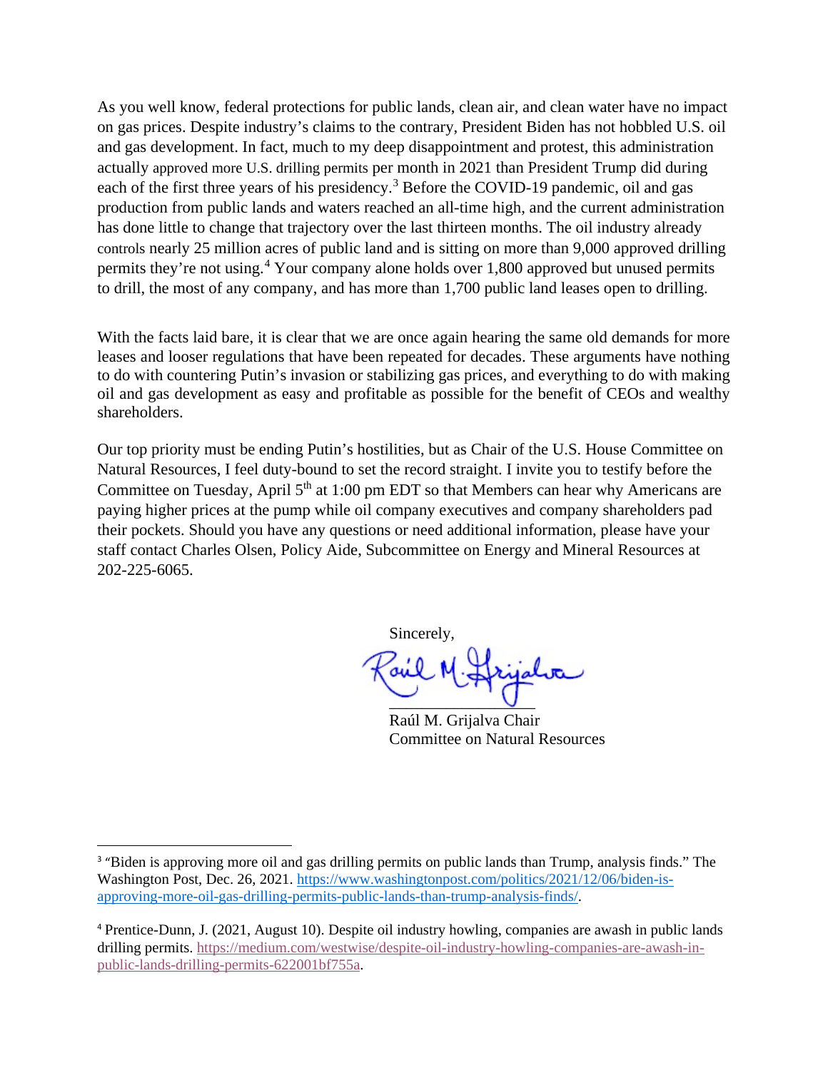As you well know, federal protections for public lands, clean air, and clean water have no impact on gas prices. Despite industry's claims to the contrary, President Biden has not hobbled U.S. oil and gas development. In fact, much to my deep disappointment and protest, this administration actually approved more U.S. drilling permits per month in 2021 than President Trump did during each of the first three years of his presidency.[3] Before the COVID-19 pandemic, oil and gas production from public lands and waters reached an all-time high, and the current administration has done little to change that trajectory over the last thirteen months. The oil industry already controls nearly 25 million acres of public land and is sitting on more than 9,000 approved drilling permits they're not using.[4] Your company alone holds over 1,800 approved but unused permits to drill, the most of any company, and has more than 1,700 public land leases open to drilling.

With the facts laid bare, it is clear that we are once again hearing the same old demands for more leases and looser regulations that have been repeated for decades. These arguments have nothing to do with countering Putin's invasion or stabilizing gas prices, and everything to do with making oil and gas development as easy and profitable as possible for the benefit of CEOs and wealthy shareholders.

Our top priority must be ending Putin's hostilities, but as Chair of the U.S. House Committee on Natural Resources, I feel duty-bound to set the record straight. I invite you to testify before the Committee on Tuesday, April 5th at 1:00 pm EDT so that Members can hear why Americans are paying higher prices at the pump while oil company executives and company shareholders pad their pockets. Should you have any questions or need additional information, please have your staff contact Charles Olsen, Policy Aide, Subcommittee on Energy and Mineral Resources at 202-225-6065.

Sincerely,

Raúl M. Grijalva Chair
Committee on Natural Resources

---

[3] "Biden is approving more oil and gas drilling permits on public lands than Trump, analysis finds." The Washington Post, Dec. 26, 2021. https://www.washingtonpost.com/politics/2021/12/06/biden-is-approving-more-oil-gas-drilling-permits-public-lands-than-trump-analysis-finds/.

[4] Prentice-Dunn, J. (2021, August 10). Despite oil industry howling, companies are awash in public lands drilling permits. https://medium.com/westwise/despite-oil-industry-howling-companies-are-awash-in-public-lands-drilling-permits-622001bf755a.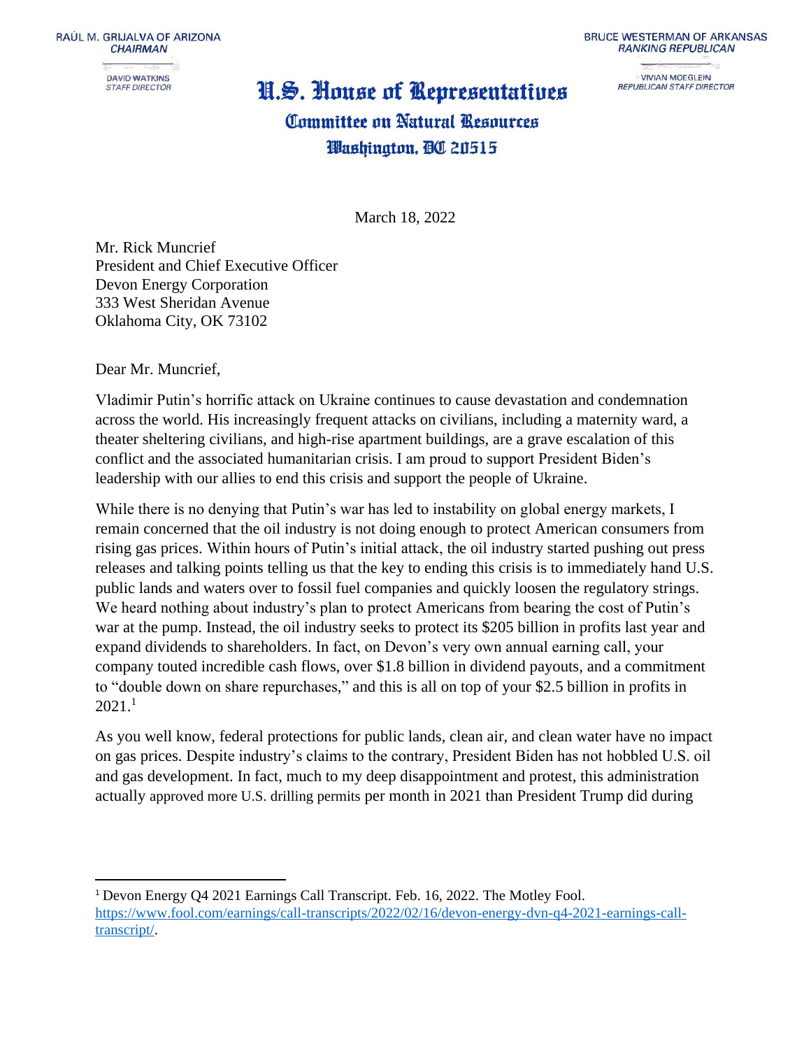RAÚL M. GRIJALVA OF ARIZONA
*CHAIRMAN*

DAVID WATKINS
*STAFF DIRECTOR*

BRUCE WESTERMAN OF ARKANSAS
*RANKING REPUBLICAN*

VIVIAN MOEGLEIN
*REPUBLICAN STAFF DIRECTOR*

# U.S. House of Representatives
## Committee on Natural Resources
### Washington, DC 20515

March 18, 2022

Mr. Rick Muncrief
President and Chief Executive Officer
Devon Energy Corporation
333 West Sheridan Avenue
Oklahoma City, OK 73102

Dear Mr. Muncrief,

Vladimir Putin's horrific attack on Ukraine continues to cause devastation and condemnation across the world. His increasingly frequent attacks on civilians, including a maternity ward, a theater sheltering civilians, and high-rise apartment buildings, are a grave escalation of this conflict and the associated humanitarian crisis. I am proud to support President Biden's leadership with our allies to end this crisis and support the people of Ukraine.

While there is no denying that Putin's war has led to instability on global energy markets, I remain concerned that the oil industry is not doing enough to protect American consumers from rising gas prices. Within hours of Putin's initial attack, the oil industry started pushing out press releases and talking points telling us that the key to ending this crisis is to immediately hand U.S. public lands and waters over to fossil fuel companies and quickly loosen the regulatory strings. We heard nothing about industry's plan to protect Americans from bearing the cost of Putin's war at the pump. Instead, the oil industry seeks to protect its $205 billion in profits last year and expand dividends to shareholders. In fact, on Devon's very own annual earning call, your company touted incredible cash flows, over $1.8 billion in dividend payouts, and a commitment to "double down on share repurchases," and this is all on top of your $2.5 billion in profits in 2021.[1]

As you well know, federal protections for public lands, clean air, and clean water have no impact on gas prices. Despite industry's claims to the contrary, President Biden has not hobbled U.S. oil and gas development. In fact, much to my deep disappointment and protest, this administration actually approved more U.S. drilling permits per month in 2021 than President Trump did during

---

[1] Devon Energy Q4 2021 Earnings Call Transcript. Feb. 16, 2022. The Motley Fool. https://www.fool.com/earnings/call-transcripts/2022/02/16/devon-energy-dvn-q4-2021-earnings-call-transcript/.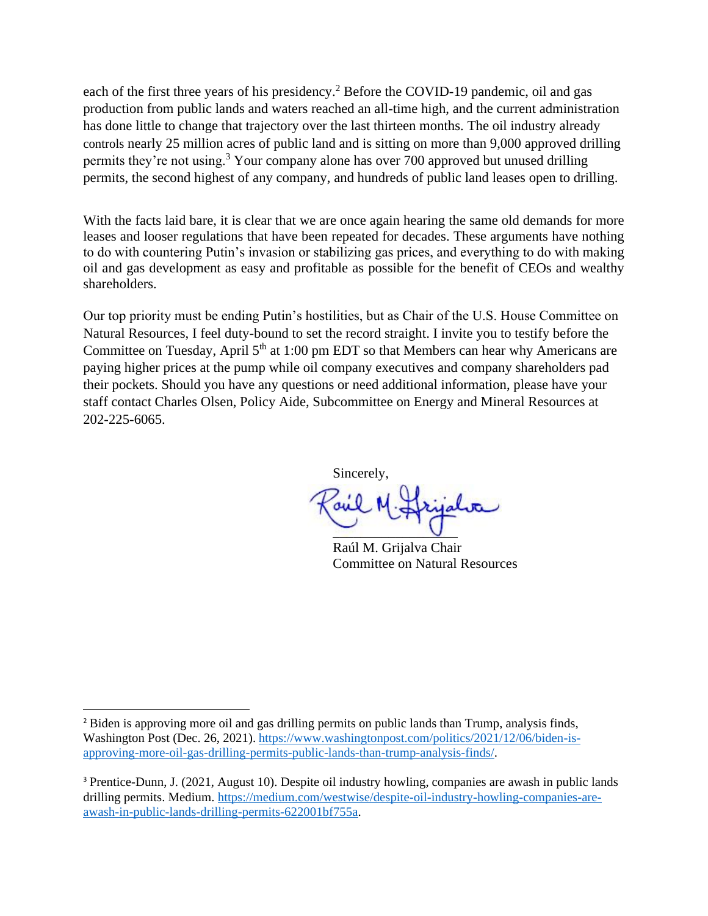each of the first three years of his presidency.[2] Before the COVID-19 pandemic, oil and gas production from public lands and waters reached an all-time high, and the current administration has done little to change that trajectory over the last thirteen months. The oil industry already controls nearly 25 million acres of public land and is sitting on more than 9,000 approved drilling permits they're not using.[3] Your company alone has over 700 approved but unused drilling permits, the second highest of any company, and hundreds of public land leases open to drilling.

With the facts laid bare, it is clear that we are once again hearing the same old demands for more leases and looser regulations that have been repeated for decades. These arguments have nothing to do with countering Putin's invasion or stabilizing gas prices, and everything to do with making oil and gas development as easy and profitable as possible for the benefit of CEOs and wealthy shareholders.

Our top priority must be ending Putin's hostilities, but as Chair of the U.S. House Committee on Natural Resources, I feel duty-bound to set the record straight. I invite you to testify before the Committee on Tuesday, April 5th at 1:00 pm EDT so that Members can hear why Americans are paying higher prices at the pump while oil company executives and company shareholders pad their pockets. Should you have any questions or need additional information, please have your staff contact Charles Olsen, Policy Aide, Subcommittee on Energy and Mineral Resources at 202-225-6065.

Sincerely,

Raúl M. Grijalva Chair
Committee on Natural Resources

---

[2] Biden is approving more oil and gas drilling permits on public lands than Trump, analysis finds, Washington Post (Dec. 26, 2021). https://www.washingtonpost.com/politics/2021/12/06/biden-is-approving-more-oil-gas-drilling-permits-public-lands-than-trump-analysis-finds/.

[3] Prentice-Dunn, J. (2021, August 10). Despite oil industry howling, companies are awash in public lands drilling permits. Medium. https://medium.com/westwise/despite-oil-industry-howling-companies-are-awash-in-public-lands-drilling-permits-622001bf755a.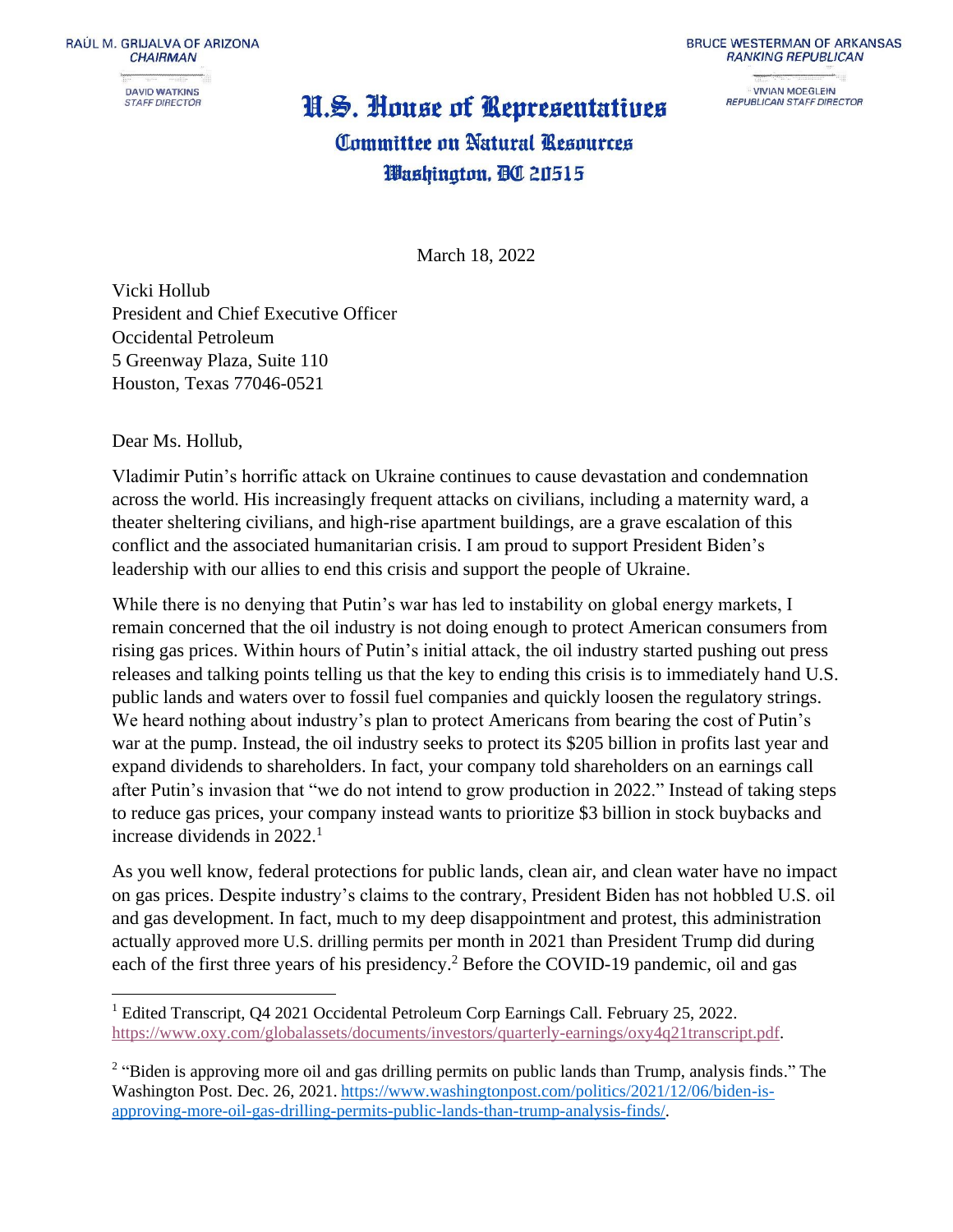RAÚL M. GRIJALVA OF ARIZONA
*CHAIRMAN*

DAVID WATKINS
*STAFF DIRECTOR*

BRUCE WESTERMAN OF ARKANSAS
*RANKING REPUBLICAN*

VIVIAN MOEGLEIN
*REPUBLICAN STAFF DIRECTOR*

# U.S. House of Representatives
## Committee on Natural Resources
### Washington, DC 20515

March 18, 2022

Vicki Hollub
President and Chief Executive Officer
Occidental Petroleum
5 Greenway Plaza, Suite 110
Houston, Texas 77046-0521

Dear Ms. Hollub,

Vladimir Putin's horrific attack on Ukraine continues to cause devastation and condemnation across the world. His increasingly frequent attacks on civilians, including a maternity ward, a theater sheltering civilians, and high-rise apartment buildings, are a grave escalation of this conflict and the associated humanitarian crisis. I am proud to support President Biden's leadership with our allies to end this crisis and support the people of Ukraine.

While there is no denying that Putin's war has led to instability on global energy markets, I remain concerned that the oil industry is not doing enough to protect American consumers from rising gas prices. Within hours of Putin's initial attack, the oil industry started pushing out press releases and talking points telling us that the key to ending this crisis is to immediately hand U.S. public lands and waters over to fossil fuel companies and quickly loosen the regulatory strings. We heard nothing about industry's plan to protect Americans from bearing the cost of Putin's war at the pump. Instead, the oil industry seeks to protect its $205 billion in profits last year and expand dividends to shareholders. In fact, your company told shareholders on an earnings call after Putin's invasion that "we do not intend to grow production in 2022." Instead of taking steps to reduce gas prices, your company instead wants to prioritize $3 billion in stock buybacks and increase dividends in 2022.[1]

As you well know, federal protections for public lands, clean air, and clean water have no impact on gas prices. Despite industry's claims to the contrary, President Biden has not hobbled U.S. oil and gas development. In fact, much to my deep disappointment and protest, this administration actually approved more U.S. drilling permits per month in 2021 than President Trump did during each of the first three years of his presidency.[2] Before the COVID-19 pandemic, oil and gas

---

[1] Edited Transcript, Q4 2021 Occidental Petroleum Corp Earnings Call. February 25, 2022. https://www.oxy.com/globalassets/documents/investors/quarterly-earnings/oxy4q21transcript.pdf.

[2] "Biden is approving more oil and gas drilling permits on public lands than Trump, analysis finds." The Washington Post. Dec. 26, 2021. https://www.washingtonpost.com/politics/2021/12/06/biden-is-approving-more-oil-gas-drilling-permits-public-lands-than-trump-analysis-finds/.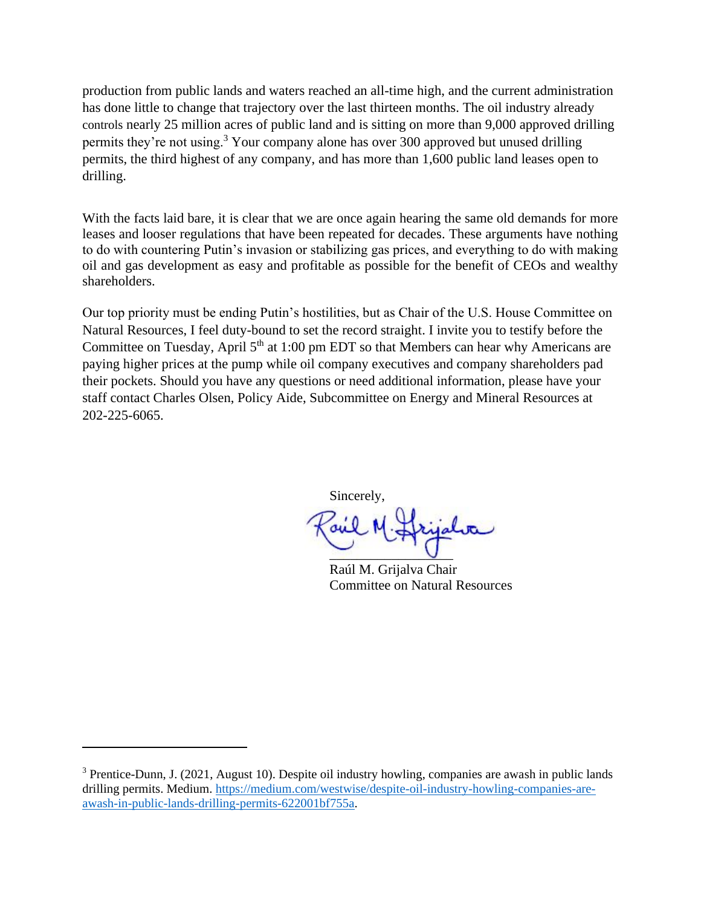production from public lands and waters reached an all-time high, and the current administration has done little to change that trajectory over the last thirteen months. The oil industry already controls nearly 25 million acres of public land and is sitting on more than 9,000 approved drilling permits they're not using.[3] Your company alone has over 300 approved but unused drilling permits, the third highest of any company, and has more than 1,600 public land leases open to drilling.

With the facts laid bare, it is clear that we are once again hearing the same old demands for more leases and looser regulations that have been repeated for decades. These arguments have nothing to do with countering Putin's invasion or stabilizing gas prices, and everything to do with making oil and gas development as easy and profitable as possible for the benefit of CEOs and wealthy shareholders.

Our top priority must be ending Putin's hostilities, but as Chair of the U.S. House Committee on Natural Resources, I feel duty-bound to set the record straight. I invite you to testify before the Committee on Tuesday, April 5th at 1:00 pm EDT so that Members can hear why Americans are paying higher prices at the pump while oil company executives and company shareholders pad their pockets. Should you have any questions or need additional information, please have your staff contact Charles Olsen, Policy Aide, Subcommittee on Energy and Mineral Resources at 202-225-6065.

Sincerely,

Raúl M. Grijalva Chair
Committee on Natural Resources

---

[3] Prentice-Dunn, J. (2021, August 10). Despite oil industry howling, companies are awash in public lands drilling permits. Medium. https://medium.com/westwise/despite-oil-industry-howling-companies-are-awash-in-public-lands-drilling-permits-622001bf755a.